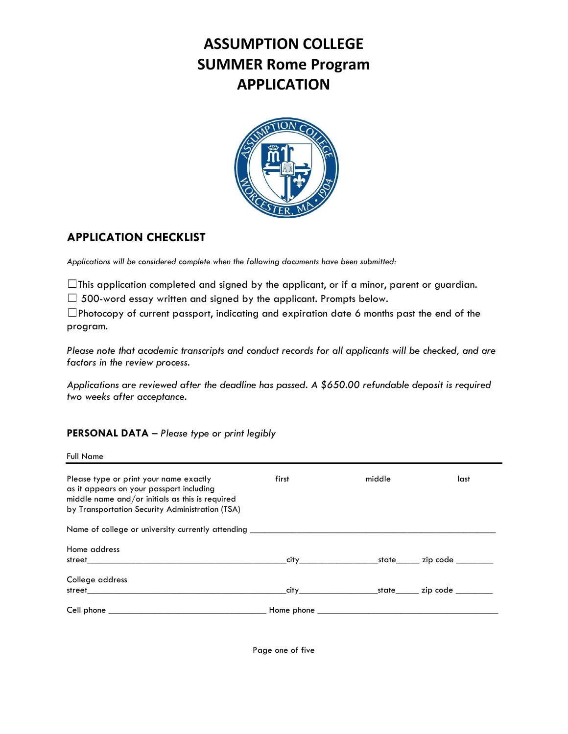# ASSUMPTION COLLEGE
# SUMMER Rome Program
# APPLICATION

## APPLICATION CHECKLIST

*Applications will be considered complete when the following documents have been submitted:*

☐This application completed and signed by the applicant, or if a minor, parent or guardian.

☐ 500-word essay written and signed by the applicant. Prompts below.

☐Photocopy of current passport, indicating and expiration date 6 months past the end of the program.

*Please note that academic transcripts and conduct records for all applicants will be checked, and are factors in the review process.*

*Applications are reviewed after the deadline has passed. A $650.00 refundable deposit is required two weeks after acceptance.*

### PERSONAL DATA – *Please type or print legibly*

Full Name

Please type or print your name exactly as it appears on your passport including middle name and/or initials as this is required by Transportation Security Administration (TSA) &nbsp;&nbsp;&nbsp; first &nbsp;&nbsp;&nbsp; middle &nbsp;&nbsp;&nbsp; last

Name of college or university currently attending ______________________________________________

Home address
street_________________________________________city_______________state_____ zip code ________

College address
street_________________________________________city_______________state_____ zip code ________

Cell phone ______________________________ Home phone ____________________________________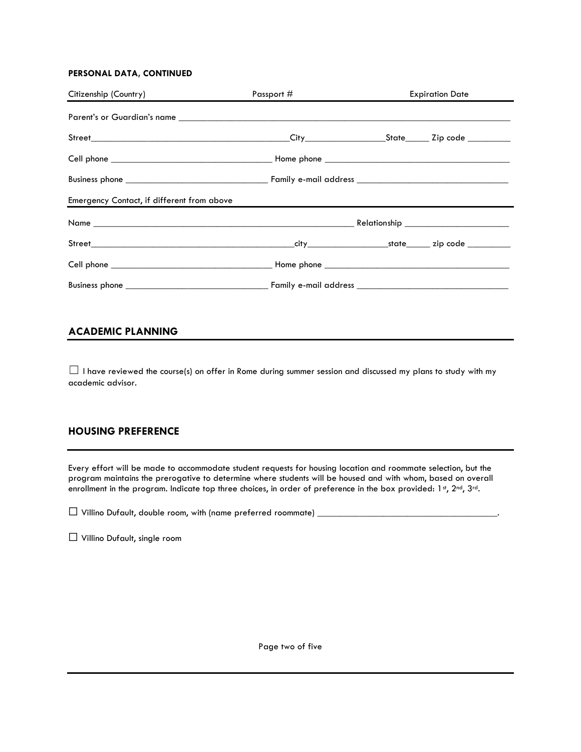**PERSONAL DATA, CONTINUED**

| Citizenship (Country) | Passport # | Expiration Date |
|---|---|---|

Parent's or Guardian's name ________________________________________________________________________

Street________________________________________City_________________State_____ Zip code _________

Cell phone __________________________________ Home phone ______________________________________

Business phone ______________________________ Family e-mail address _______________________________

Emergency Contact, if different from above

Name ____________________________________________________ Relationship ______________________

Street____________________________________________city_________________state_____ zip code _________

Cell phone __________________________________ Home phone ______________________________________

Business phone ______________________________ Family e-mail address _______________________________

## ACADEMIC PLANNING

☐ I have reviewed the course(s) on offer in Rome during summer session and discussed my plans to study with my academic advisor.

## HOUSING PREFERENCE

Every effort will be made to accommodate student requests for housing location and roommate selection, but the program maintains the prerogative to determine where students will be housed and with whom, based on overall enrollment in the program. Indicate top three choices, in order of preference in the box provided: 1st, 2nd, 3rd.

☐ Villino Dufault, double room, with (name preferred roommate) ______________________________________.

☐ Villino Dufault, single room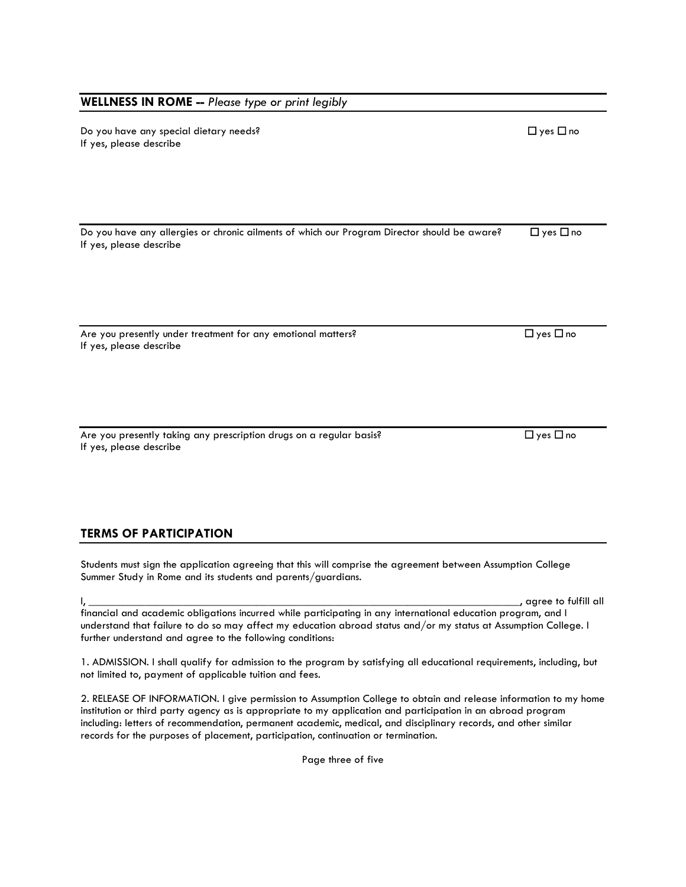## WELLNESS IN ROME -- *Please type or print legibly*

Do you have any special dietary needs? ☐ yes ☐ no
If yes, please describe

Do you have any allergies or chronic ailments of which our Program Director should be aware? ☐ yes ☐ no
If yes, please describe

Are you presently under treatment for any emotional matters? ☐ yes ☐ no
If yes, please describe

Are you presently taking any prescription drugs on a regular basis? ☐ yes ☐ no
If yes, please describe

## TERMS OF PARTICIPATION

Students must sign the application agreeing that this will comprise the agreement between Assumption College Summer Study in Rome and its students and parents/guardians.

I, ______________________________________________________________________________, agree to fulfill all financial and academic obligations incurred while participating in any international education program, and I understand that failure to do so may affect my education abroad status and/or my status at Assumption College. I further understand and agree to the following conditions:

1. ADMISSION. I shall qualify for admission to the program by satisfying all educational requirements, including, but not limited to, payment of applicable tuition and fees.

2. RELEASE OF INFORMATION. I give permission to Assumption College to obtain and release information to my home institution or third party agency as is appropriate to my application and participation in an abroad program including: letters of recommendation, permanent academic, medical, and disciplinary records, and other similar records for the purposes of placement, participation, continuation or termination.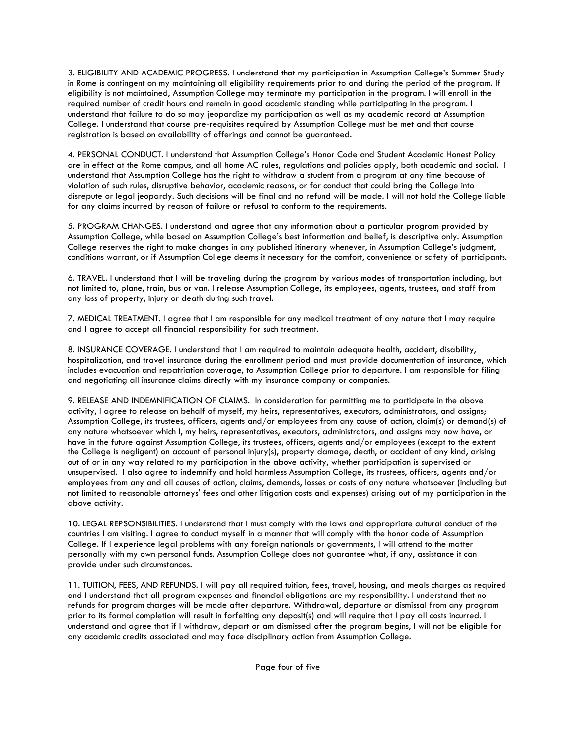3. ELIGIBILITY AND ACADEMIC PROGRESS. I understand that my participation in Assumption College's Summer Study in Rome is contingent on my maintaining all eligibility requirements prior to and during the period of the program. If eligibility is not maintained, Assumption College may terminate my participation in the program. I will enroll in the required number of credit hours and remain in good academic standing while participating in the program. I understand that failure to do so may jeopardize my participation as well as my academic record at Assumption College. I understand that course pre-requisites required by Assumption College must be met and that course registration is based on availability of offerings and cannot be guaranteed.

4. PERSONAL CONDUCT. I understand that Assumption College's Honor Code and Student Academic Honest Policy are in effect at the Rome campus, and all home AC rules, regulations and policies apply, both academic and social. I understand that Assumption College has the right to withdraw a student from a program at any time because of violation of such rules, disruptive behavior, academic reasons, or for conduct that could bring the College into disrepute or legal jeopardy. Such decisions will be final and no refund will be made. I will not hold the College liable for any claims incurred by reason of failure or refusal to conform to the requirements.

5. PROGRAM CHANGES. I understand and agree that any information about a particular program provided by Assumption College, while based on Assumption College's best information and belief, is descriptive only. Assumption College reserves the right to make changes in any published itinerary whenever, in Assumption College's judgment, conditions warrant, or if Assumption College deems it necessary for the comfort, convenience or safety of participants.

6. TRAVEL. I understand that I will be traveling during the program by various modes of transportation including, but not limited to, plane, train, bus or van. I release Assumption College, its employees, agents, trustees, and staff from any loss of property, injury or death during such travel.

7. MEDICAL TREATMENT. I agree that I am responsible for any medical treatment of any nature that I may require and I agree to accept all financial responsibility for such treatment.

8. INSURANCE COVERAGE. I understand that I am required to maintain adequate health, accident, disability, hospitalization, and travel insurance during the enrollment period and must provide documentation of insurance, which includes evacuation and repatriation coverage, to Assumption College prior to departure. I am responsible for filing and negotiating all insurance claims directly with my insurance company or companies.

9. RELEASE AND INDEMNIFICATION OF CLAIMS. In consideration for permitting me to participate in the above activity, I agree to release on behalf of myself, my heirs, representatives, executors, administrators, and assigns; Assumption College, its trustees, officers, agents and/or employees from any cause of action, claim(s) or demand(s) of any nature whatsoever which I, my heirs, representatives, executors, administrators, and assigns may now have, or have in the future against Assumption College, its trustees, officers, agents and/or employees (except to the extent the College is negligent) on account of personal injury(s), property damage, death, or accident of any kind, arising out of or in any way related to my participation in the above activity, whether participation is supervised or unsupervised. I also agree to indemnify and hold harmless Assumption College, its trustees, officers, agents and/or employees from any and all causes of action, claims, demands, losses or costs of any nature whatsoever (including but not limited to reasonable attorneys' fees and other litigation costs and expenses) arising out of my participation in the above activity.

10. LEGAL REPSONSIBILITIES. I understand that I must comply with the laws and appropriate cultural conduct of the countries I am visiting. I agree to conduct myself in a manner that will comply with the honor code of Assumption College. If I experience legal problems with any foreign nationals or governments, I will attend to the matter personally with my own personal funds. Assumption College does not guarantee what, if any, assistance it can provide under such circumstances.

11. TUITION, FEES, AND REFUNDS. I will pay all required tuition, fees, travel, housing, and meals charges as required and I understand that all program expenses and financial obligations are my responsibility. I understand that no refunds for program charges will be made after departure. Withdrawal, departure or dismissal from any program prior to its formal completion will result in forfeiting any deposit(s) and will require that I pay all costs incurred. I understand and agree that if I withdraw, depart or am dismissed after the program begins, I will not be eligible for any academic credits associated and may face disciplinary action from Assumption College.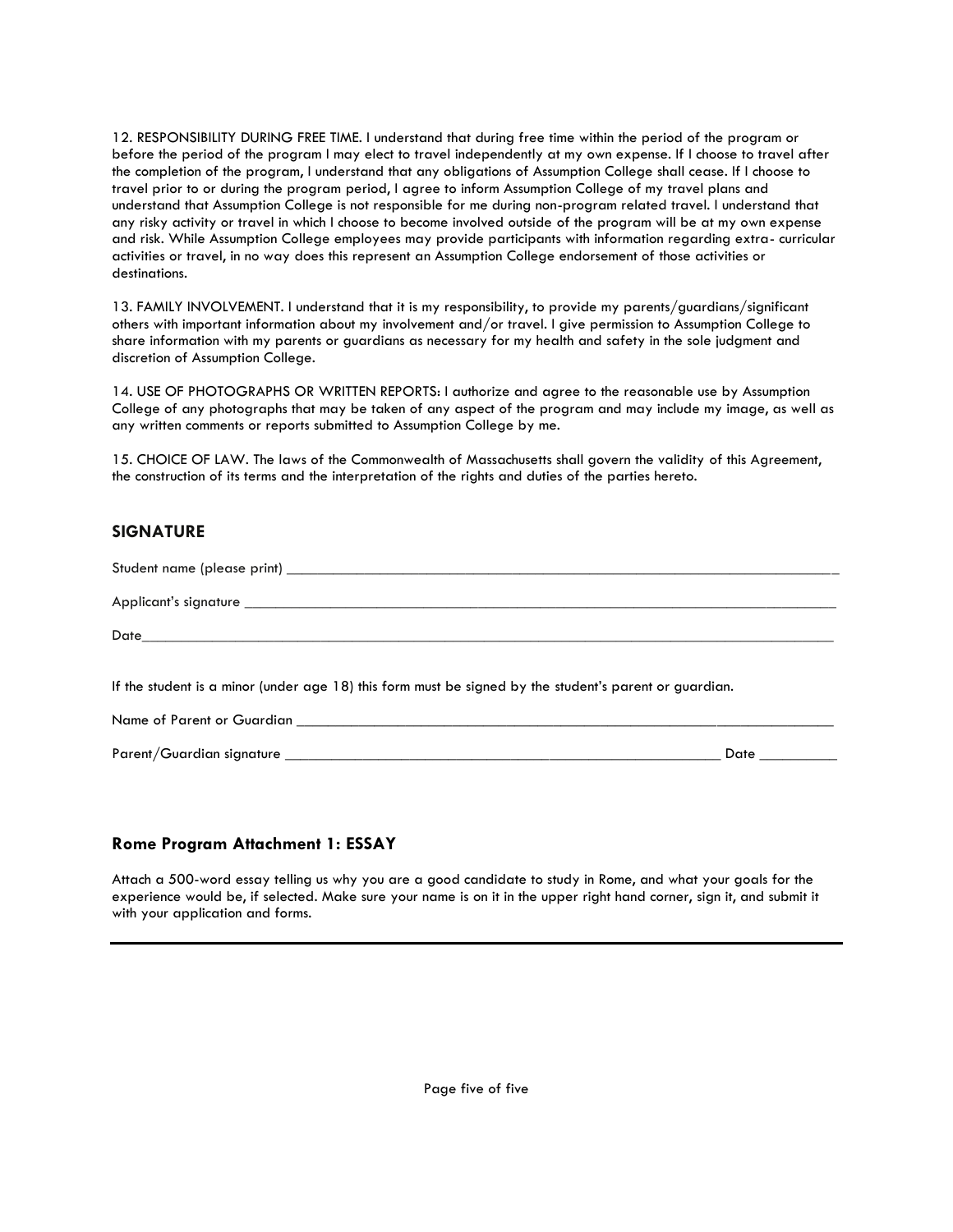12. RESPONSIBILITY DURING FREE TIME. I understand that during free time within the period of the program or before the period of the program I may elect to travel independently at my own expense. If I choose to travel after the completion of the program, I understand that any obligations of Assumption College shall cease. If I choose to travel prior to or during the program period, I agree to inform Assumption College of my travel plans and understand that Assumption College is not responsible for me during non-program related travel. I understand that any risky activity or travel in which I choose to become involved outside of the program will be at my own expense and risk. While Assumption College employees may provide participants with information regarding extra- curricular activities or travel, in no way does this represent an Assumption College endorsement of those activities or destinations.

13. FAMILY INVOLVEMENT. I understand that it is my responsibility, to provide my parents/guardians/significant others with important information about my involvement and/or travel. I give permission to Assumption College to share information with my parents or guardians as necessary for my health and safety in the sole judgment and discretion of Assumption College.

14. USE OF PHOTOGRAPHS OR WRITTEN REPORTS: I authorize and agree to the reasonable use by Assumption College of any photographs that may be taken of any aspect of the program and may include my image, as well as any written comments or reports submitted to Assumption College by me.

15. CHOICE OF LAW. The laws of the Commonwealth of Massachusetts shall govern the validity of this Agreement, the construction of its terms and the interpretation of the rights and duties of the parties hereto.

## SIGNATURE

Student name (please print) ____________________________________________________________

Applicant's signature ____________________________________________________________

Date____________________________________________________________

If the student is a minor (under age 18) this form must be signed by the student's parent or guardian.

Name of Parent or Guardian ____________________________________________________________

Parent/Guardian signature ______________________________________________ Date __________

## Rome Program Attachment 1: ESSAY

Attach a 500-word essay telling us why you are a good candidate to study in Rome, and what your goals for the experience would be, if selected. Make sure your name is on it in the upper right hand corner, sign it, and submit it with your application and forms.

---